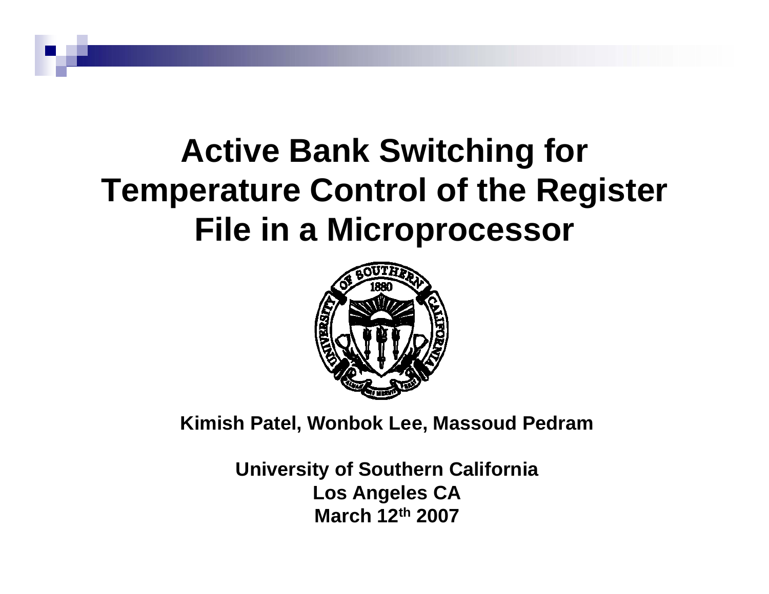# Active Bank Switching for Temperature Control of the Register File in a Microprocessor

**Kimish Patel, Wonbok Lee, Massoud Pedram**

**University of Southern California**
**Los Angeles CA**
**March 12th 2007**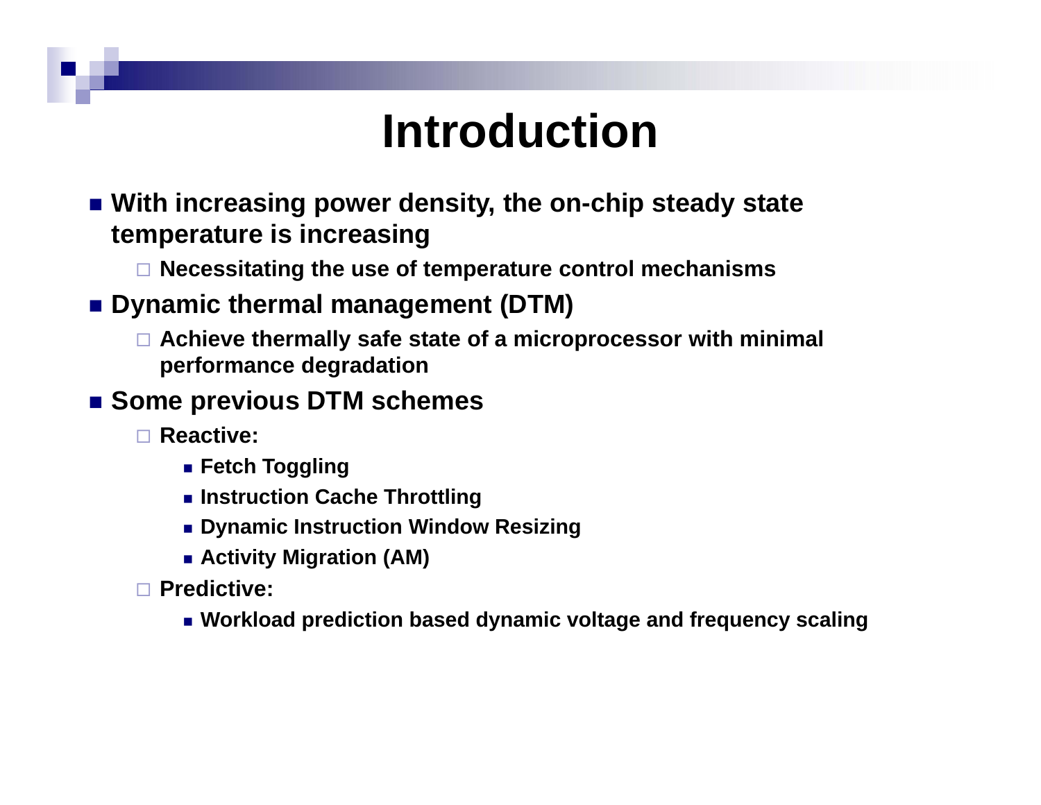# Introduction

- With increasing power density, the on-chip steady state temperature is increasing
  - Necessitating the use of temperature control mechanisms
- Dynamic thermal management (DTM)
  - Achieve thermally safe state of a microprocessor with minimal performance degradation
- Some previous DTM schemes
  - Reactive:
    - Fetch Toggling
    - Instruction Cache Throttling
    - Dynamic Instruction Window Resizing
    - Activity Migration (AM)
  - Predictive:
    - Workload prediction based dynamic voltage and frequency scaling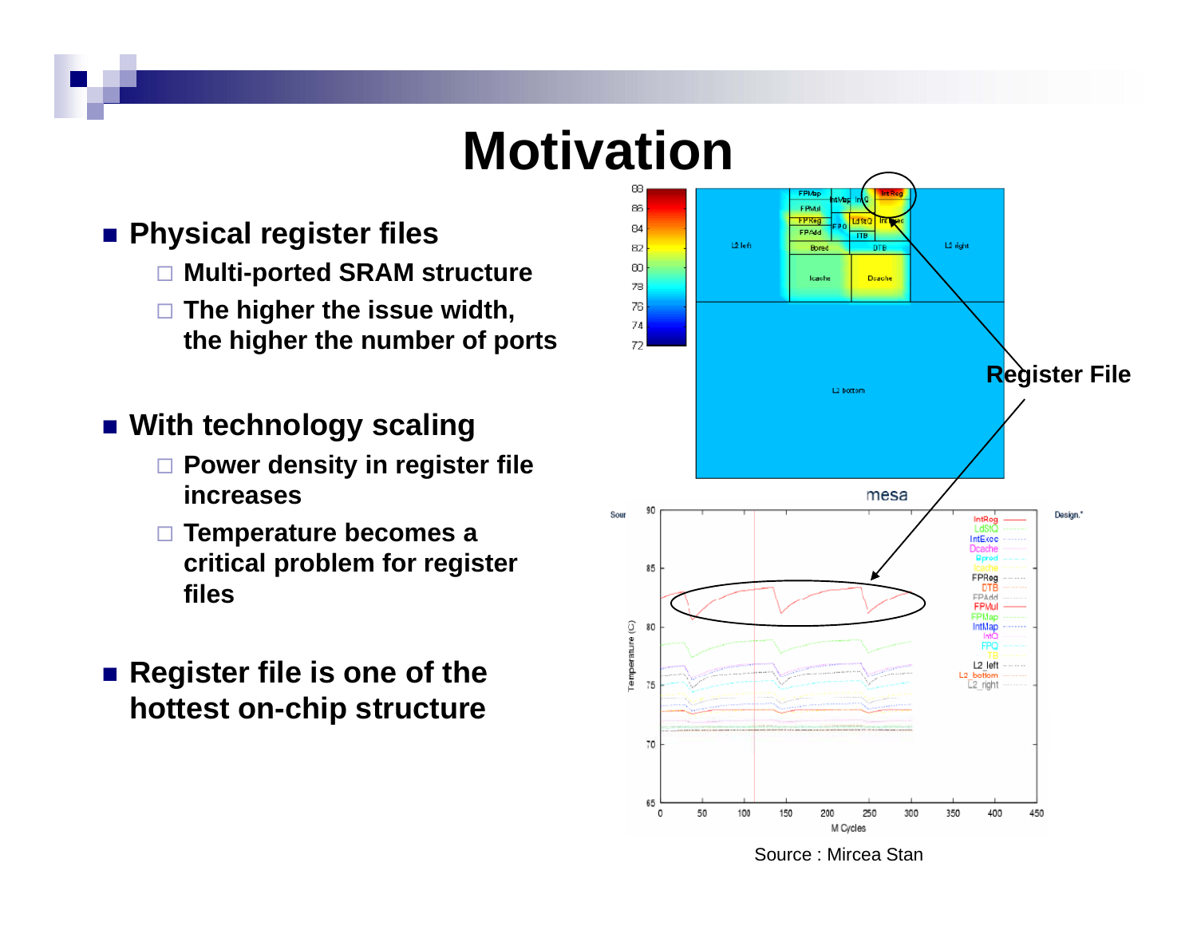# Motivation

- **Physical register files**
  - **Multi-ported SRAM structure**
  - **The higher the issue width, the higher the number of ports**

- **With technology scaling**
  - **Power density in register file increases**
  - **Temperature becomes a critical problem for register files**

- **Register file is one of the hottest on-chip structure**

**Register File**

Source : Mircea Stan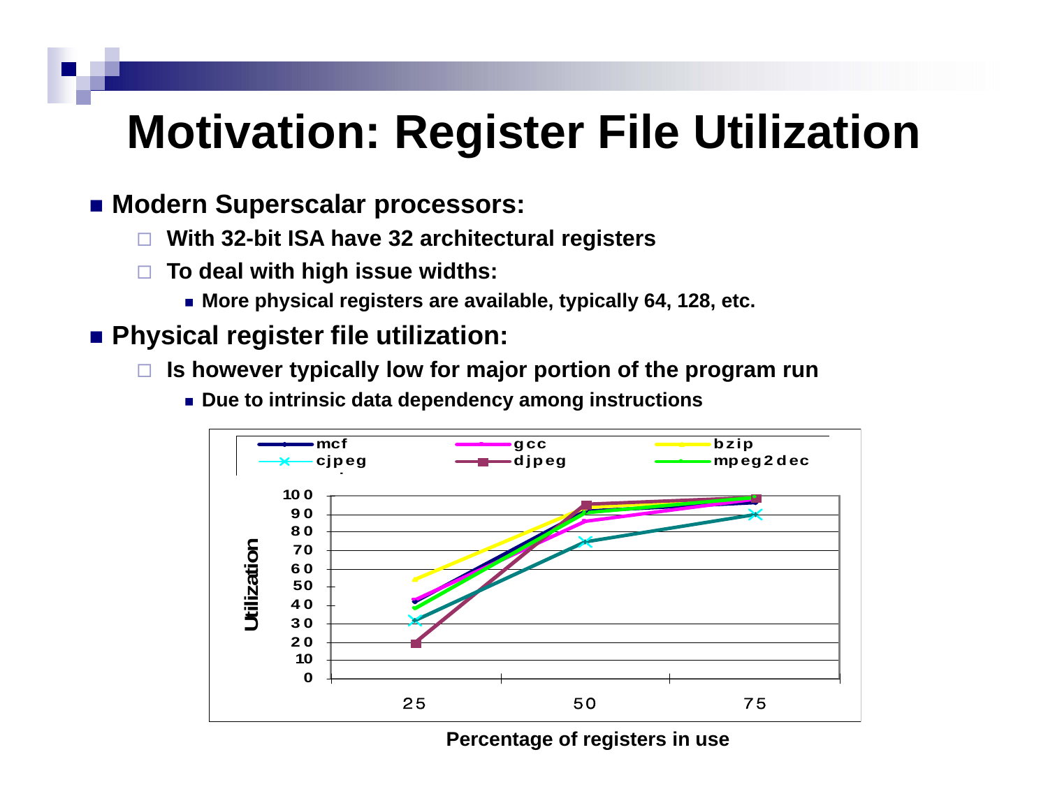# Motivation: Register File Utilization

- **Modern Superscalar processors:**
  - **With 32-bit ISA have 32 architectural registers**
  - **To deal with high issue widths:**
    - **More physical registers are available, typically 64, 128, etc.**
- **Physical register file utilization:**
  - **Is however typically low for major portion of the program run**
    - **Due to intrinsic data dependency among instructions**

| Percentage of registers in use | mcf | gcc | bzip | cjpeg | djpeg | mpeg2dec |
|---|---|---|---|---|---|---|
| 25 | 42 | 43 | 54 | 32 | 19 | 38 |
| 50 | 92 | 86 | 94 | 75 | 95 | 91 |
| 75 | 97 | 98 | 99 | 90 | 99 | 99 |

Utilization

**Percentage of registers in use**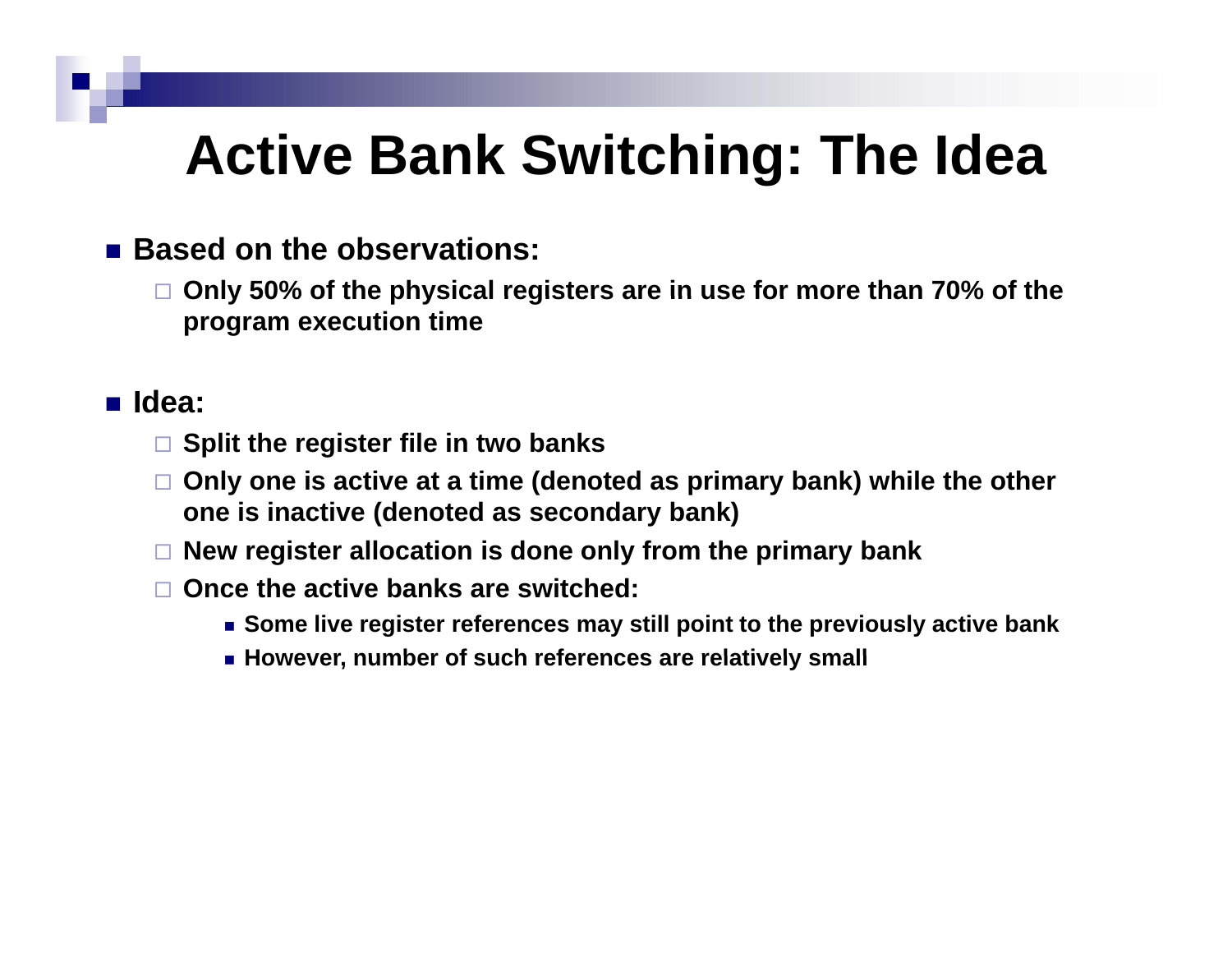# Active Bank Switching: The Idea

- **Based on the observations:**
  - **Only 50% of the physical registers are in use for more than 70% of the program execution time**

- **Idea:**
  - **Split the register file in two banks**
  - **Only one is active at a time (denoted as primary bank) while the other one is inactive (denoted as secondary bank)**
  - **New register allocation is done only from the primary bank**
  - **Once the active banks are switched:**
    - **Some live register references may still point to the previously active bank**
    - **However, number of such references are relatively small**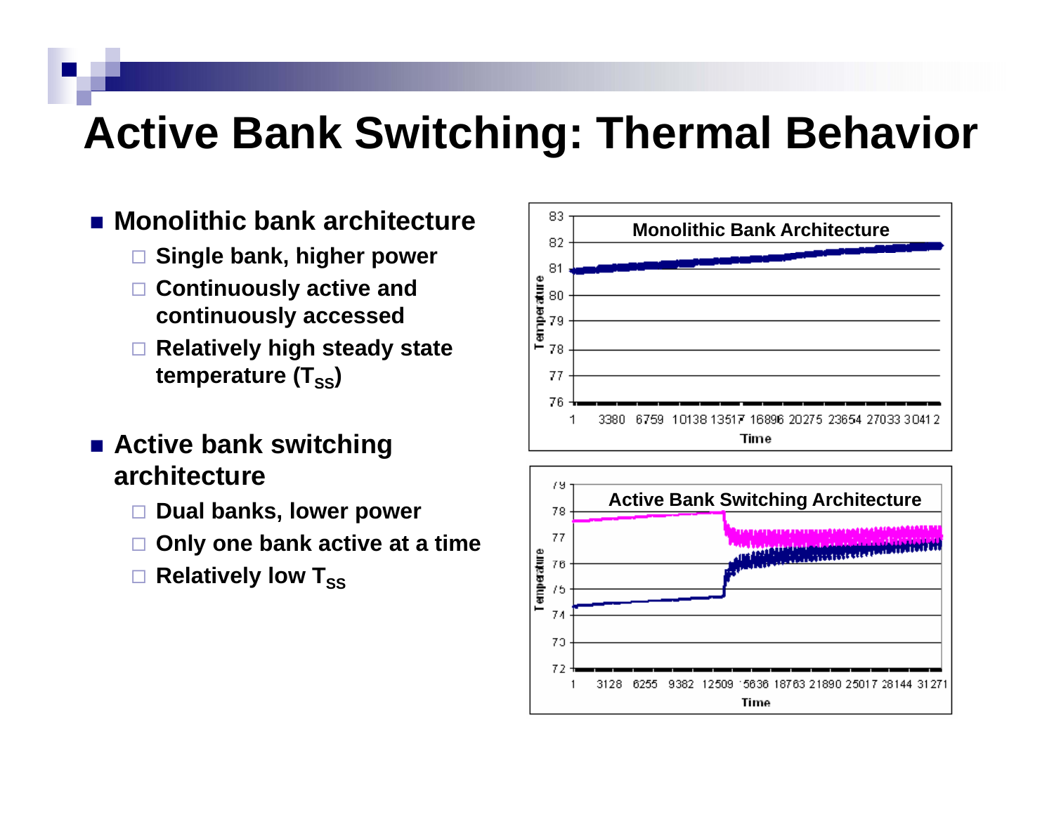# Active Bank Switching: Thermal Behavior

- **Monolithic bank architecture**
  - **Single bank, higher power**
  - **Continuously active and continuously accessed**
  - **Relatively high steady state temperature ($T_{SS}$)**
- **Active bank switching architecture**
  - **Dual banks, lower power**
  - **Only one bank active at a time**
  - **Relatively low $T_{SS}$**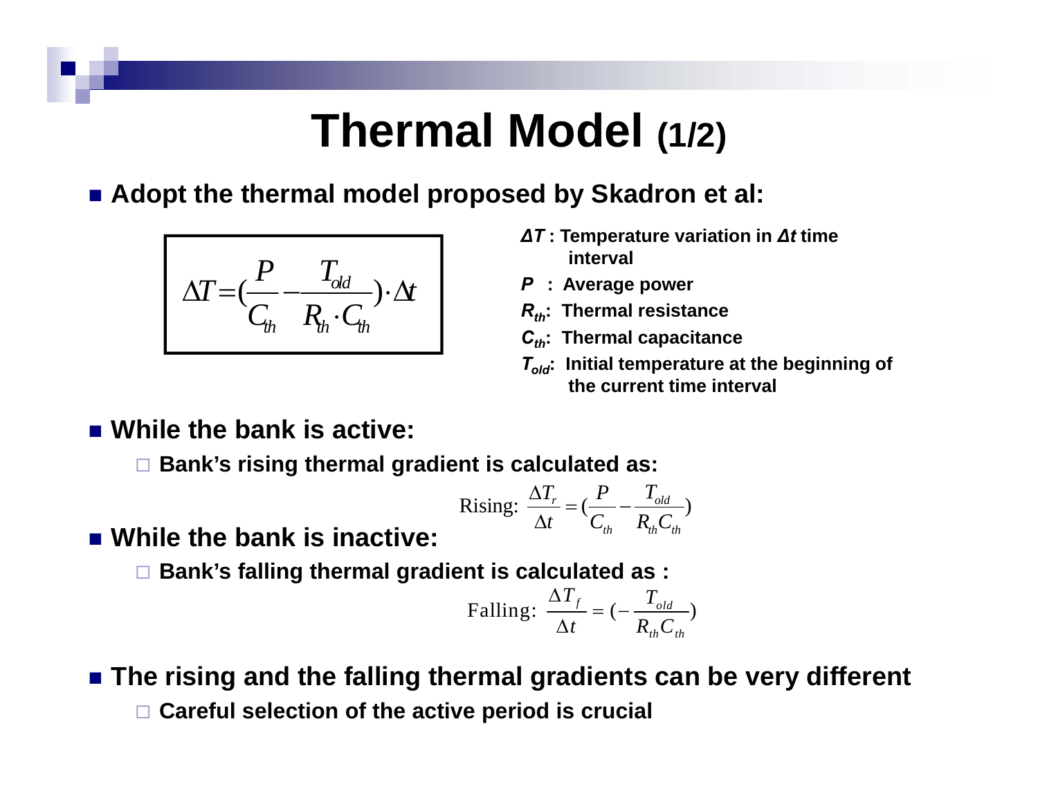# Thermal Model (1/2)

- **Adopt the thermal model proposed by Skadron et al:**

$$\Delta T = \left(\frac{P}{C_{th}} - \frac{T_{old}}{R_{th} \cdot C_{th}}\right) \cdot \Delta t$$

- ***ΔT*** **: Temperature variation in *Δt* time interval**
- ***P*** **: Average power**
- **$R_{th}$: Thermal resistance**
- **$C_{th}$: Thermal capacitance**
- **$T_{old}$: Initial temperature at the beginning of the current time interval**

- **While the bank is active:**
  - **Bank's rising thermal gradient is calculated as:**

$$\text{Rising: } \frac{\Delta T_r}{\Delta t} = \left(\frac{P}{C_{th}} - \frac{T_{old}}{R_{th} C_{th}}\right)$$

- **While the bank is inactive:**
  - **Bank's falling thermal gradient is calculated as :**

$$\text{Falling: } \frac{\Delta T_f}{\Delta t} = \left(-\frac{T_{old}}{R_{th} C_{th}}\right)$$

- **The rising and the falling thermal gradients can be very different**
  - **Careful selection of the active period is crucial**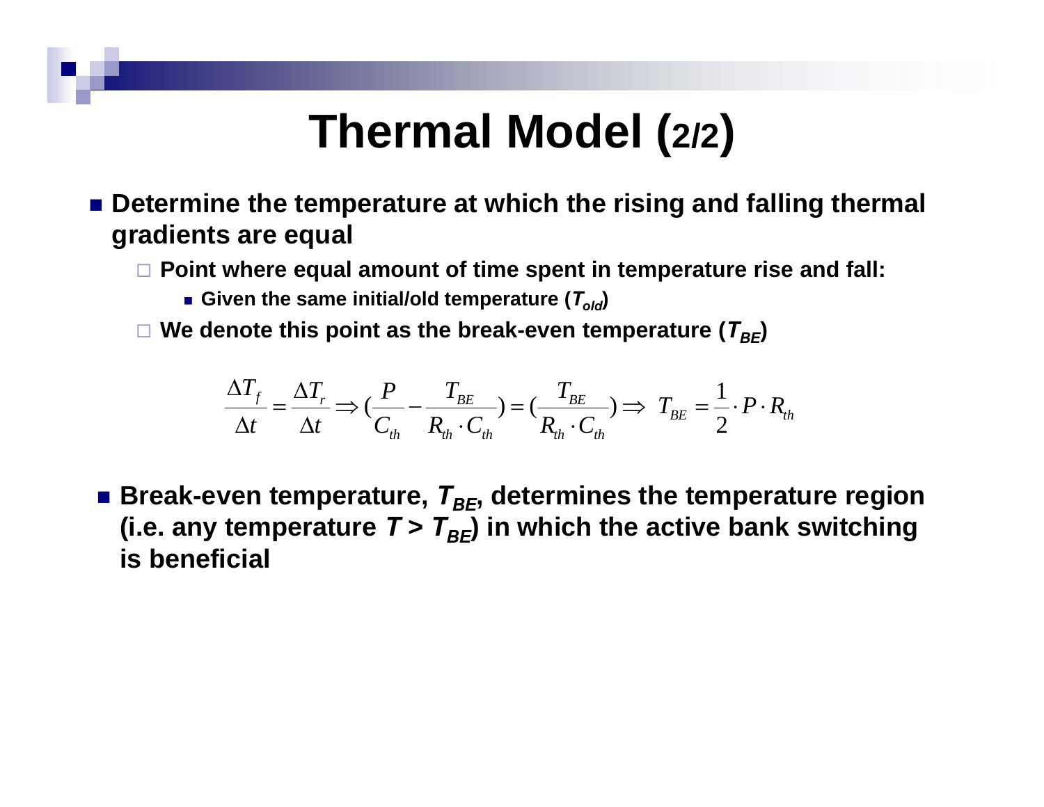# Thermal Model (2/2)

- **Determine the temperature at which the rising and falling thermal gradients are equal**
  - **Point where equal amount of time spent in temperature rise and fall:**
    - **Given the same initial/old temperature ($T_{old}$)**
  - **We denote this point as the break-even temperature ($T_{BE}$)**

$$\frac{\Delta T_f}{\Delta t} = \frac{\Delta T_r}{\Delta t} \Rightarrow \left(\frac{P}{C_{th}} - \frac{T_{BE}}{R_{th} \cdot C_{th}}\right) = \left(\frac{T_{BE}}{R_{th} \cdot C_{th}}\right) \Rightarrow \; T_{BE} = \frac{1}{2} \cdot P \cdot R_{th}$$

- **Break-even temperature, $T_{BE}$, determines the temperature region (i.e. any temperature $T > T_{BE}$) in which the active bank switching is beneficial**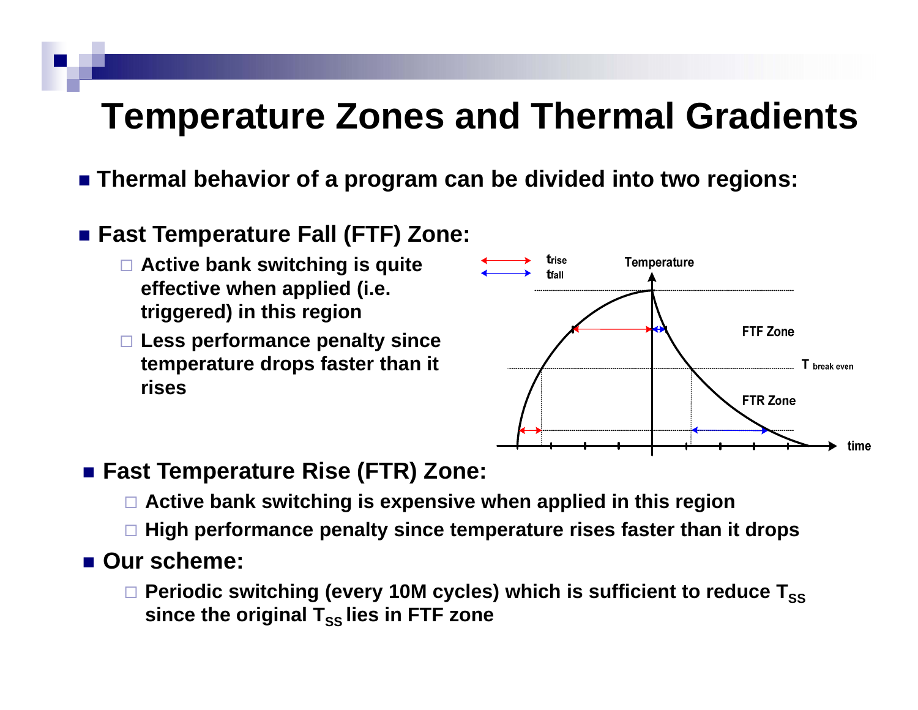# Temperature Zones and Thermal Gradients

- **Thermal behavior of a program can be divided into two regions:**
- **Fast Temperature Fall (FTF) Zone:**
  - **Active bank switching is quite effective when applied (i.e. triggered) in this region**
  - **Less performance penalty since temperature drops faster than it rises**
- **Fast Temperature Rise (FTR) Zone:**
  - **Active bank switching is expensive when applied in this region**
  - **High performance penalty since temperature rises faster than it drops**
- **Our scheme:**
  - **Periodic switching (every 10M cycles) which is sufficient to reduce $T_{SS}$ since the original $T_{SS}$ lies in FTF zone**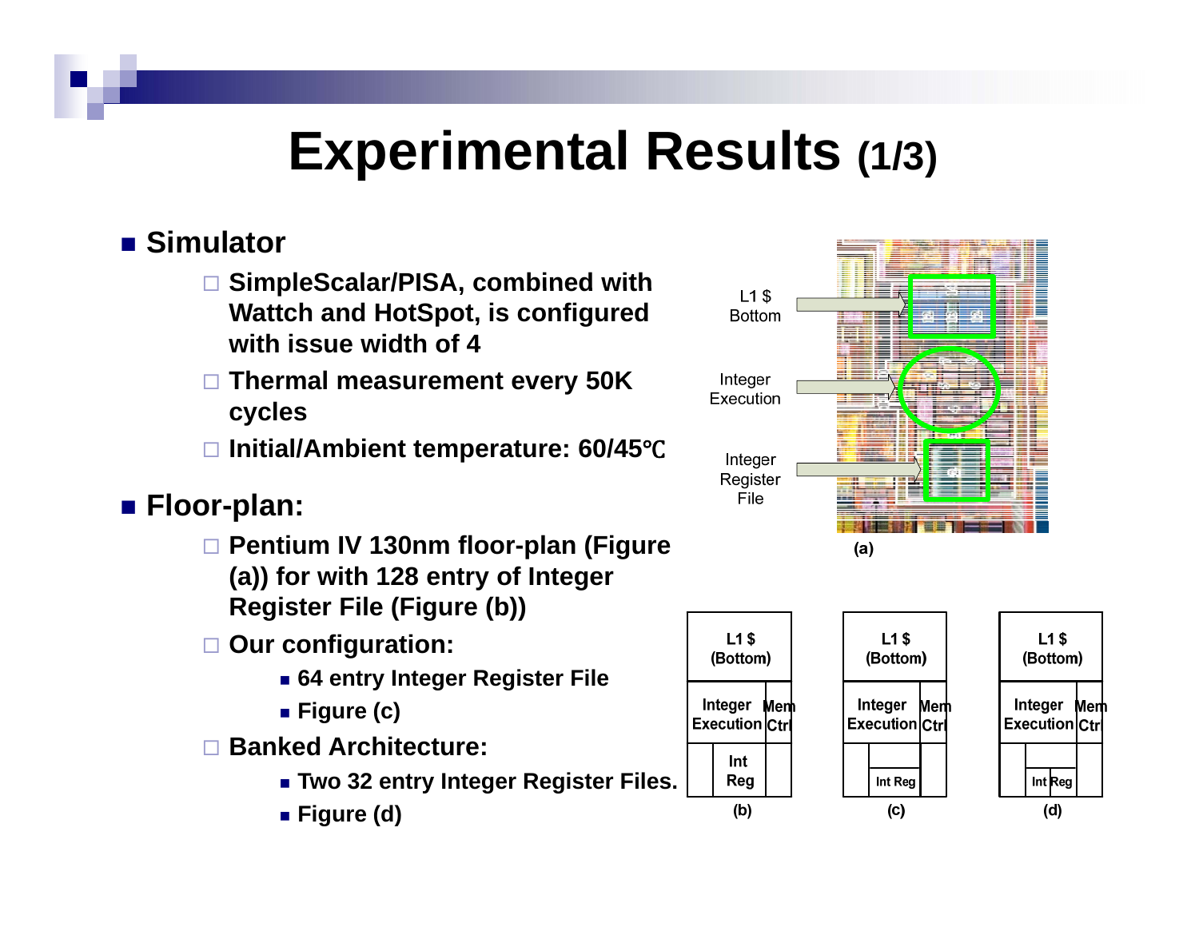# Experimental Results (1/3)

- **Simulator**
  - **SimpleScalar/PISA, combined with Wattch and HotSpot, is configured with issue width of 4**
  - **Thermal measurement every 50K cycles**
  - **Initial/Ambient temperature: 60/45℃**
- **Floor-plan:**
  - **Pentium IV 130nm floor-plan (Figure (a)) for with 128 entry of Integer Register File (Figure (b))**
  - **Our configuration:**
    - **64 entry Integer Register File**
    - **Figure (c)**
  - **Banked Architecture:**
    - **Two 32 entry Integer Register Files.**
    - **Figure (d)**

L1 $ Bottom

Integer Execution

Integer Register File

(a)

(b)

(c)

(d)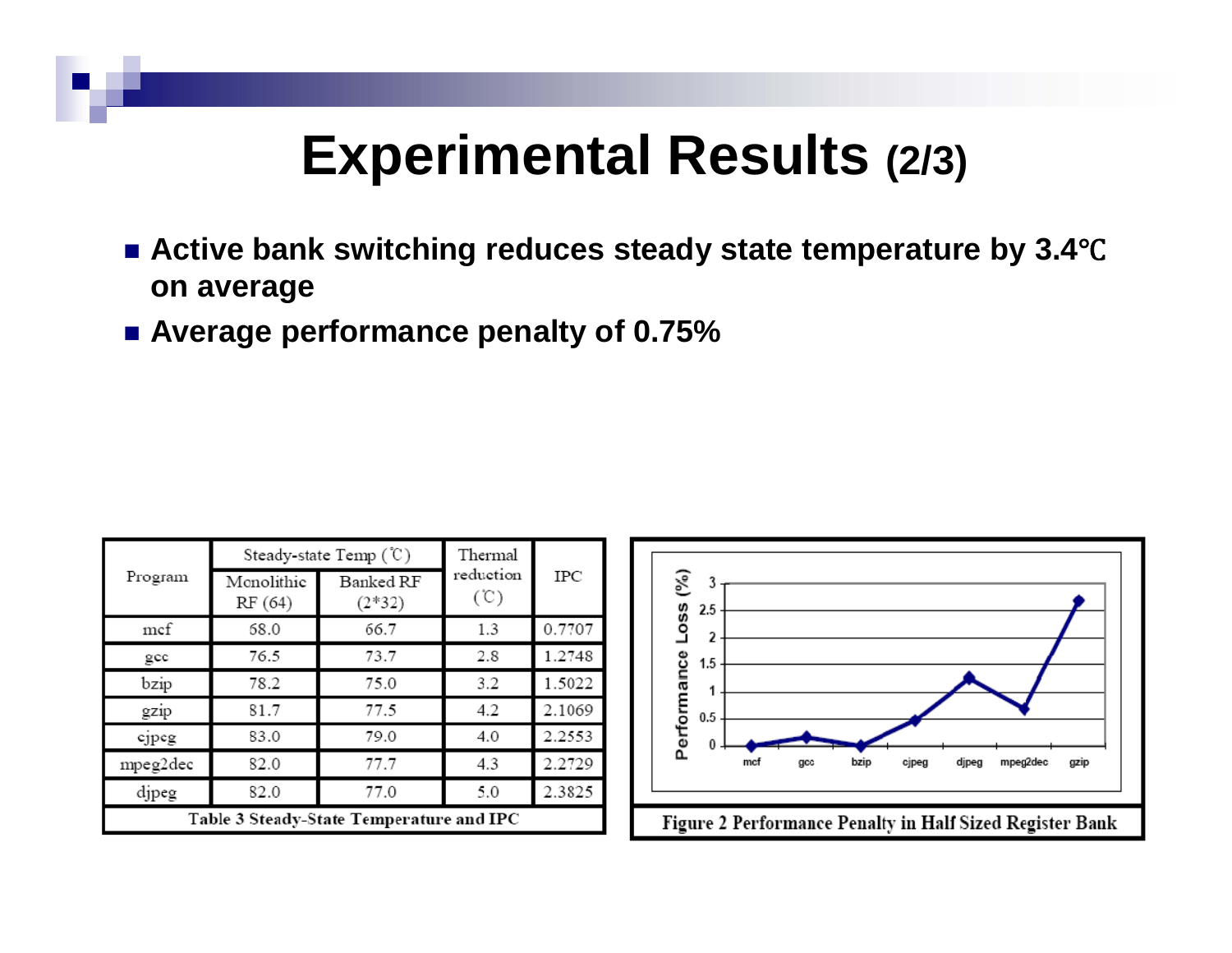# Experimental Results (2/3)

- **Active bank switching reduces steady state temperature by 3.4℃ on average**
- **Average performance penalty of 0.75%**

| Program | Steady-state Temp (℃) | | Thermal reduction (℃) | IPC |
|---|---|---|---|---|
| | Monolithic RF (64) | Banked RF (2*32) | | |
| mcf | 68.0 | 66.7 | 1.3 | 0.7707 |
| gcc | 76.5 | 73.7 | 2.8 | 1.2748 |
| bzip | 78.2 | 75.0 | 3.2 | 1.5022 |
| gzip | 81.7 | 77.5 | 4.2 | 2.1069 |
| cjpeg | 83.0 | 79.0 | 4.0 | 2.2553 |
| mpeg2dec | 82.0 | 77.7 | 4.3 | 2.2729 |
| djpeg | 82.0 | 77.0 | 5.0 | 2.3825 |

Table 3 Steady-State Temperature and IPC

Figure 2 Performance Penalty in Half Sized Register Bank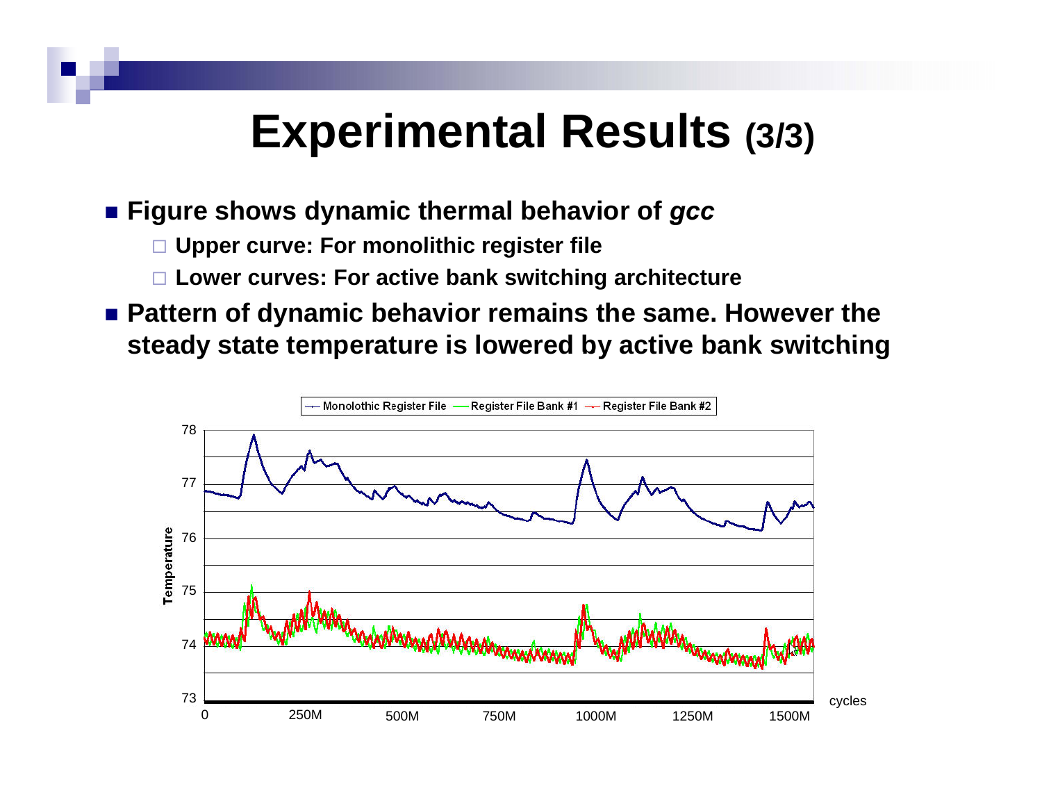# Experimental Results (3/3)

- **Figure shows dynamic thermal behavior of *gcc***
  - **Upper curve: For monolithic register file**
  - **Lower curves: For active bank switching architecture**
- **Pattern of dynamic behavior remains the same. However the steady state temperature is lowered by active bank switching**

Monolothic Register File
Register File Bank #1
Register File Bank #2

Temperature

78
77
76
75
74
73

0
250M
500M
750M
1000M
1250M
1500M

cycles